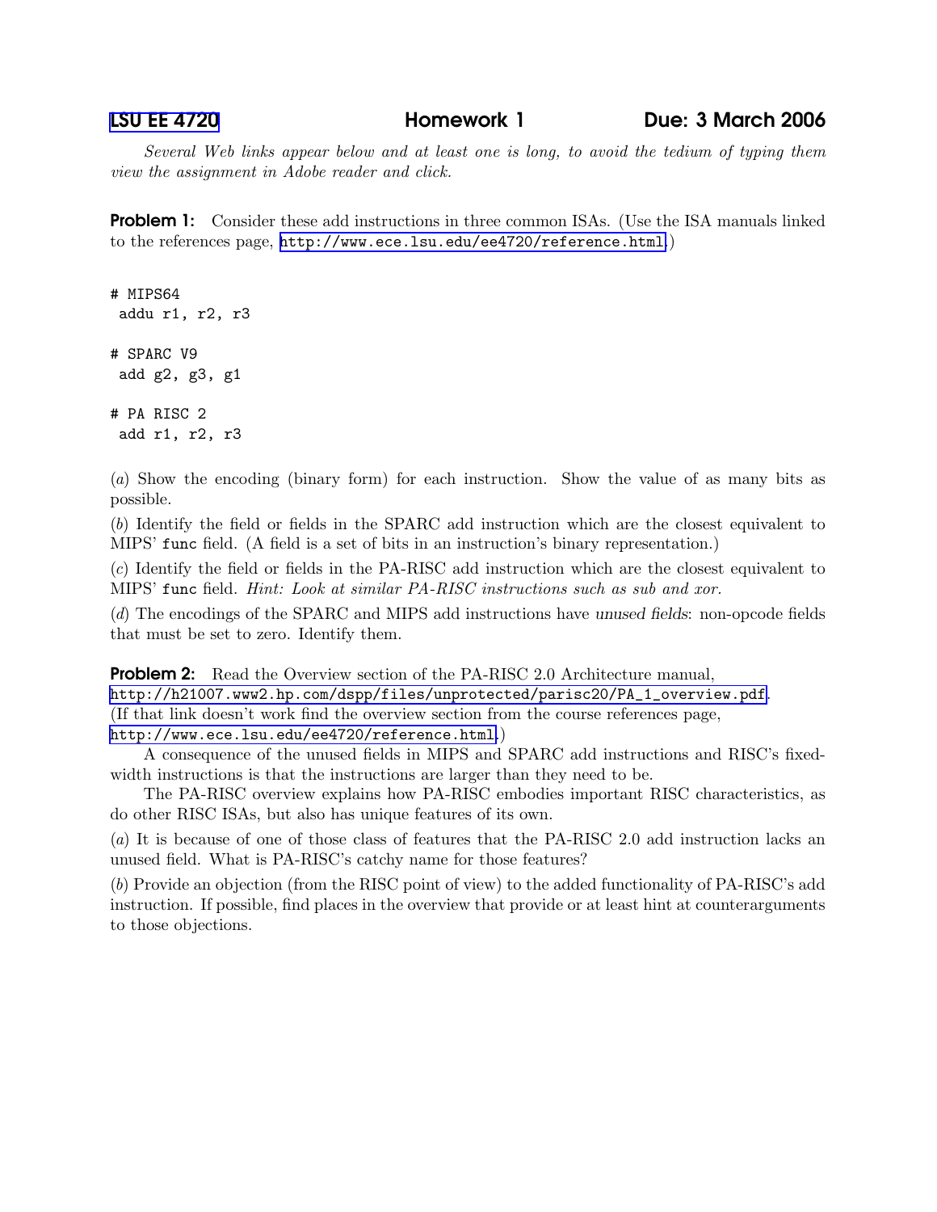LSU EE 4720 **Homework 1** **Due: 3 March 2006**

*Several Web links appear below and at least one is long, to avoid the tedium of typing them view the assignment in Adobe reader and click.*

**Problem 1:** Consider these add instructions in three common ISAs. (Use the ISA manuals linked to the references page, http://www.ece.lsu.edu/ee4720/reference.html.)

```
# MIPS64
 addu r1, r2, r3

# SPARC V9
 add g2, g3, g1

# PA RISC 2
 add r1, r2, r3
```

(*a*) Show the encoding (binary form) for each instruction. Show the value of as many bits as possible.

(*b*) Identify the field or fields in the SPARC add instruction which are the closest equivalent to MIPS' `func` field. (A field is a set of bits in an instruction's binary representation.)

(*c*) Identify the field or fields in the PA-RISC add instruction which are the closest equivalent to MIPS' `func` field. *Hint: Look at similar PA-RISC instructions such as sub and xor.*

(*d*) The encodings of the SPARC and MIPS add instructions have *unused fields*: non-opcode fields that must be set to zero. Identify them.

**Problem 2:** Read the Overview section of the PA-RISC 2.0 Architecture manual, http://h21007.www2.hp.com/dspp/files/unprotected/parisc20/PA_1_overview.pdf. (If that link doesn't work find the overview section from the course references page, http://www.ece.lsu.edu/ee4720/reference.html.)

A consequence of the unused fields in MIPS and SPARC add instructions and RISC's fixed-width instructions is that the instructions are larger than they need to be.

The PA-RISC overview explains how PA-RISC embodies important RISC characteristics, as do other RISC ISAs, but also has unique features of its own.

(*a*) It is because of one of those class of features that the PA-RISC 2.0 add instruction lacks an unused field. What is PA-RISC's catchy name for those features?

(*b*) Provide an objection (from the RISC point of view) to the added functionality of PA-RISC's add instruction. If possible, find places in the overview that provide or at least hint at counterarguments to those objections.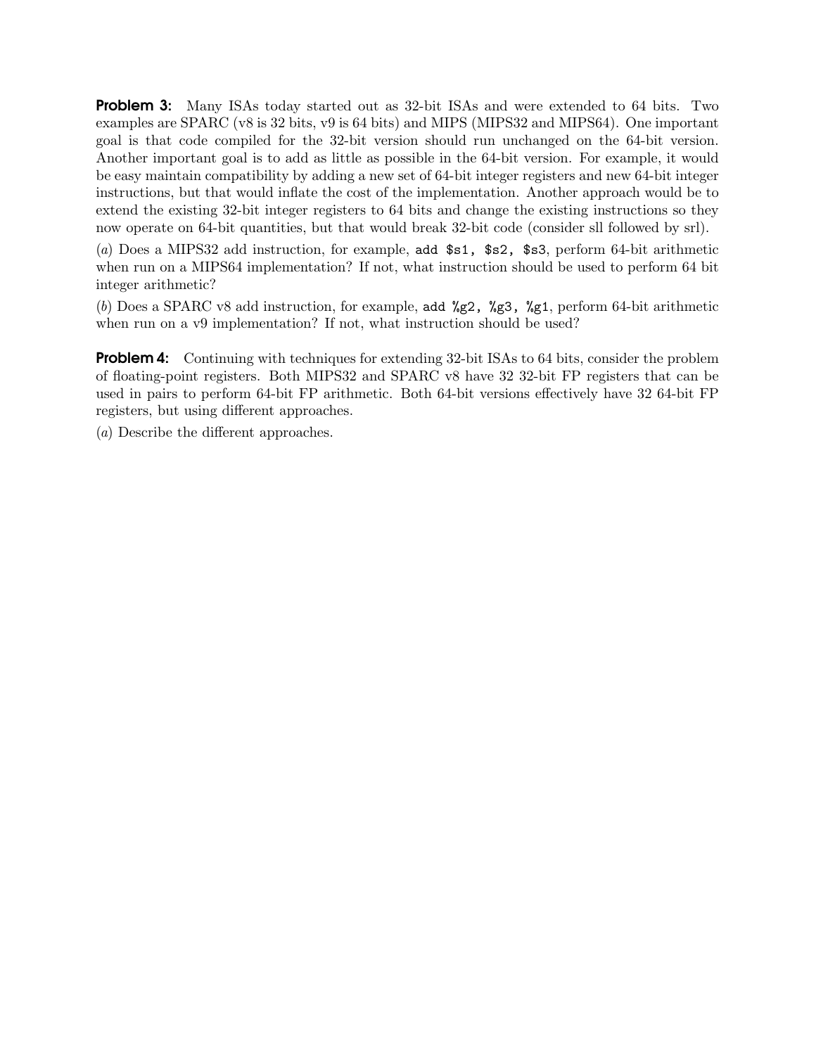**Problem 3:** Many ISAs today started out as 32-bit ISAs and were extended to 64 bits. Two examples are SPARC (v8 is 32 bits, v9 is 64 bits) and MIPS (MIPS32 and MIPS64). One important goal is that code compiled for the 32-bit version should run unchanged on the 64-bit version. Another important goal is to add as little as possible in the 64-bit version. For example, it would be easy maintain compatibility by adding a new set of 64-bit integer registers and new 64-bit integer instructions, but that would inflate the cost of the implementation. Another approach would be to extend the existing 32-bit integer registers to 64 bits and change the existing instructions so they now operate on 64-bit quantities, but that would break 32-bit code (consider sll followed by srl).

(*a*) Does a MIPS32 add instruction, for example, `add $s1, $s2, $s3`, perform 64-bit arithmetic when run on a MIPS64 implementation? If not, what instruction should be used to perform 64 bit integer arithmetic?

(*b*) Does a SPARC v8 add instruction, for example, `add %g2, %g3, %g1`, perform 64-bit arithmetic when run on a v9 implementation? If not, what instruction should be used?

**Problem 4:** Continuing with techniques for extending 32-bit ISAs to 64 bits, consider the problem of floating-point registers. Both MIPS32 and SPARC v8 have 32 32-bit FP registers that can be used in pairs to perform 64-bit FP arithmetic. Both 64-bit versions effectively have 32 64-bit FP registers, but using different approaches.

(*a*) Describe the different approaches.